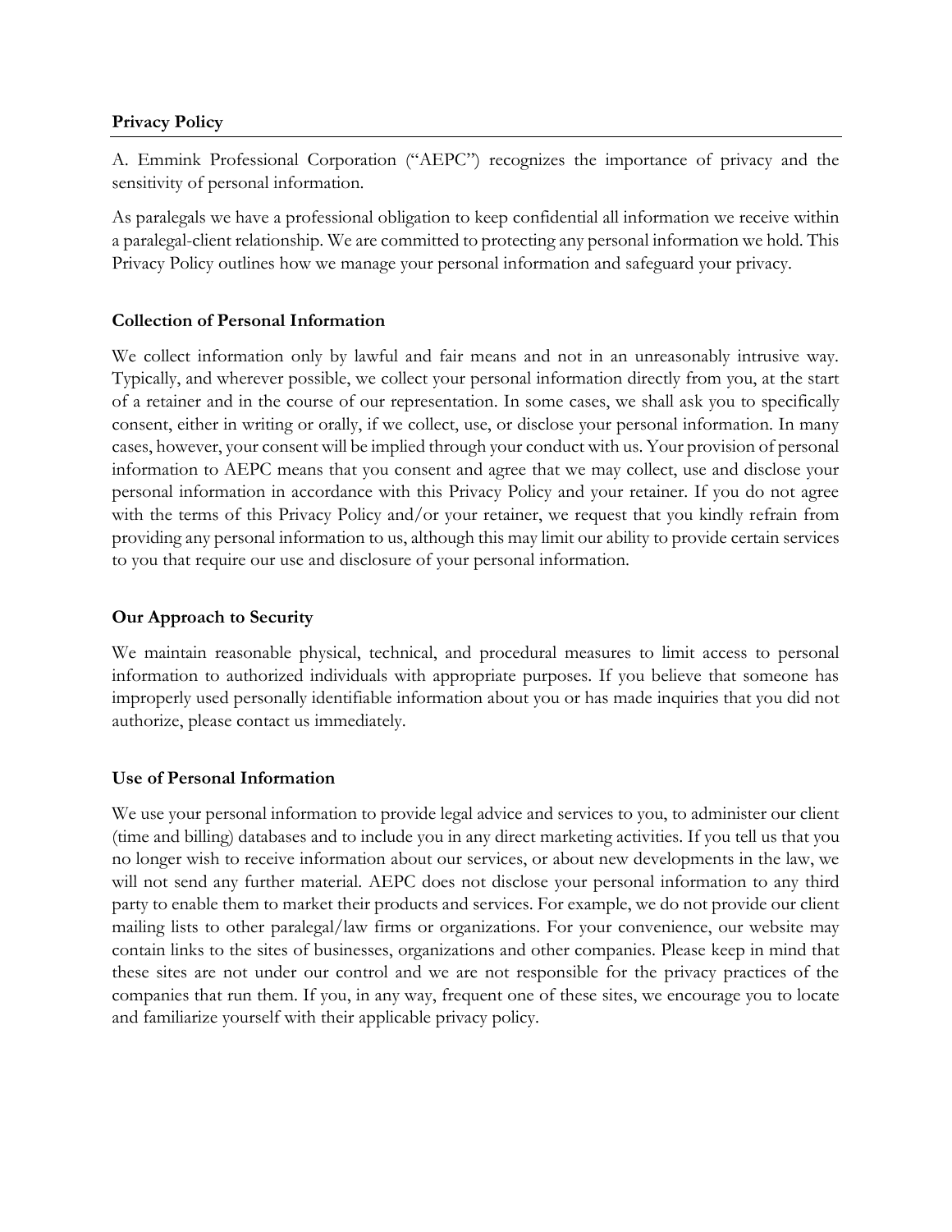## Privacy Policy

A. Emmink Professional Corporation ("AEPC") recognizes the importance of privacy and the sensitivity of personal information.

As paralegals we have a professional obligation to keep confidential all information we receive within a paralegal-client relationship. We are committed to protecting any personal information we hold. This Privacy Policy outlines how we manage your personal information and safeguard your privacy.

### Collection of Personal Information

We collect information only by lawful and fair means and not in an unreasonably intrusive way. Typically, and wherever possible, we collect your personal information directly from you, at the start of a retainer and in the course of our representation. In some cases, we shall ask you to specifically consent, either in writing or orally, if we collect, use, or disclose your personal information. In many cases, however, your consent will be implied through your conduct with us. Your provision of personal information to AEPC means that you consent and agree that we may collect, use and disclose your personal information in accordance with this Privacy Policy and your retainer. If you do not agree with the terms of this Privacy Policy and/or your retainer, we request that you kindly refrain from providing any personal information to us, although this may limit our ability to provide certain services to you that require our use and disclosure of your personal information.

### Our Approach to Security

We maintain reasonable physical, technical, and procedural measures to limit access to personal information to authorized individuals with appropriate purposes. If you believe that someone has improperly used personally identifiable information about you or has made inquiries that you did not authorize, please contact us immediately.

### Use of Personal Information

We use your personal information to provide legal advice and services to you, to administer our client (time and billing) databases and to include you in any direct marketing activities. If you tell us that you no longer wish to receive information about our services, or about new developments in the law, we will not send any further material. AEPC does not disclose your personal information to any third party to enable them to market their products and services. For example, we do not provide our client mailing lists to other paralegal/law firms or organizations. For your convenience, our website may contain links to the sites of businesses, organizations and other companies. Please keep in mind that these sites are not under our control and we are not responsible for the privacy practices of the companies that run them. If you, in any way, frequent one of these sites, we encourage you to locate and familiarize yourself with their applicable privacy policy.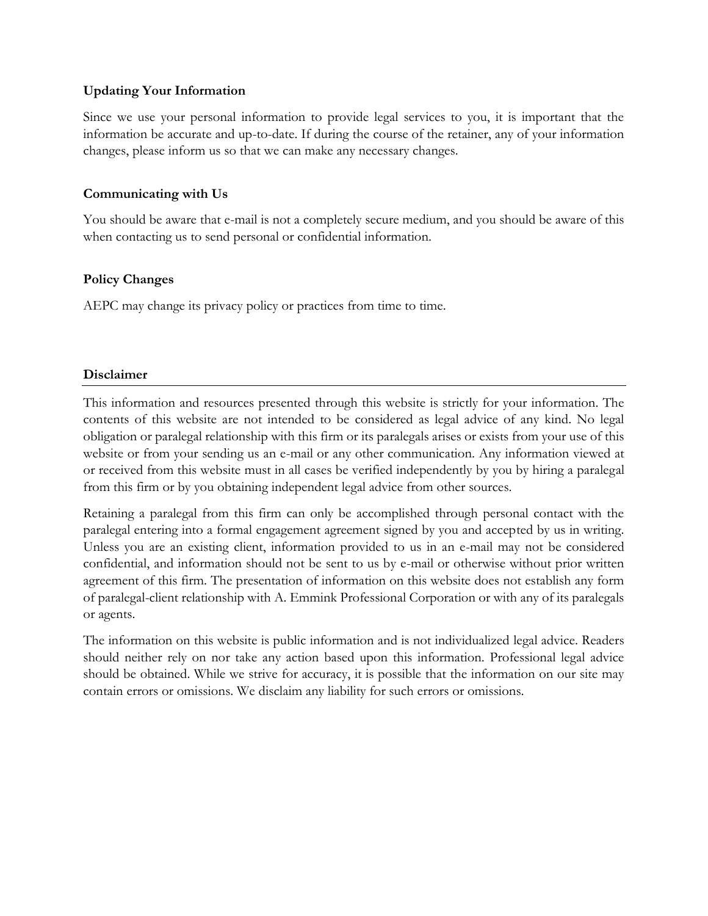**Updating Your Information**

Since we use your personal information to provide legal services to you, it is important that the information be accurate and up-to-date. If during the course of the retainer, any of your information changes, please inform us so that we can make any necessary changes.

**Communicating with Us**

You should be aware that e-mail is not a completely secure medium, and you should be aware of this when contacting us to send personal or confidential information.

**Policy Changes**

AEPC may change its privacy policy or practices from time to time.

## Disclaimer

This information and resources presented through this website is strictly for your information. The contents of this website are not intended to be considered as legal advice of any kind. No legal obligation or paralegal relationship with this firm or its paralegals arises or exists from your use of this website or from your sending us an e-mail or any other communication. Any information viewed at or received from this website must in all cases be verified independently by you by hiring a paralegal from this firm or by you obtaining independent legal advice from other sources.

Retaining a paralegal from this firm can only be accomplished through personal contact with the paralegal entering into a formal engagement agreement signed by you and accepted by us in writing. Unless you are an existing client, information provided to us in an e-mail may not be considered confidential, and information should not be sent to us by e-mail or otherwise without prior written agreement of this firm. The presentation of information on this website does not establish any form of paralegal-client relationship with A. Emmink Professional Corporation or with any of its paralegals or agents.

The information on this website is public information and is not individualized legal advice. Readers should neither rely on nor take any action based upon this information. Professional legal advice should be obtained. While we strive for accuracy, it is possible that the information on our site may contain errors or omissions. We disclaim any liability for such errors or omissions.